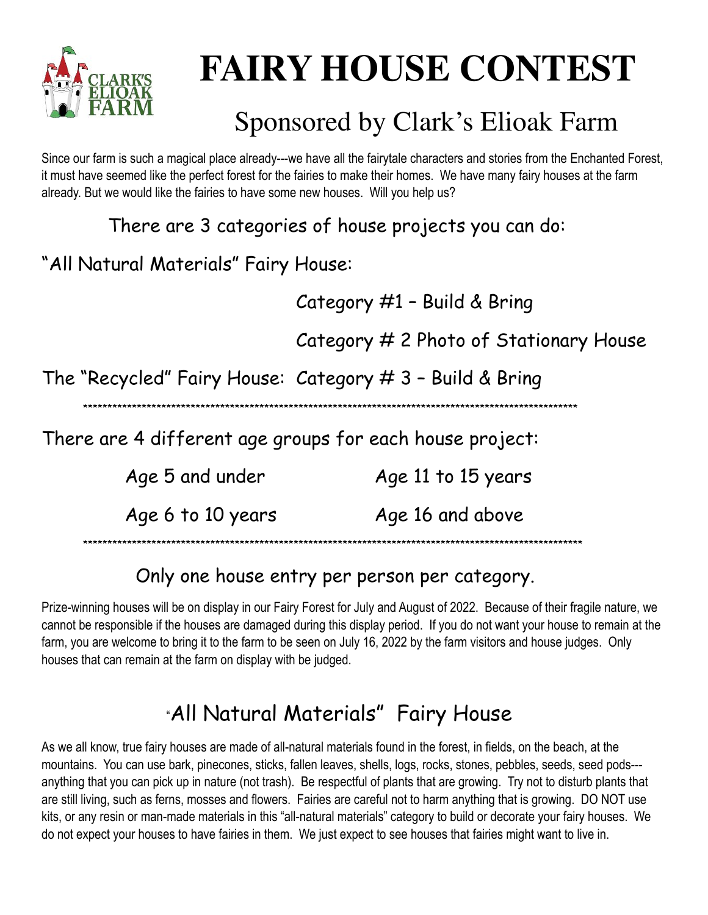# FAIRY HOUSE CONTEST

## Sponsored by Clark's Elioak Farm

Since our farm is such a magical place already---we have all the fairytale characters and stories from the Enchanted Forest, it must have seemed like the perfect forest for the fairies to make their homes. We have many fairy houses at the farm already. But we would like the fairies to have some new houses. Will you help us?

There are 3 categories of house projects you can do:

"All Natural Materials" Fairy House:

- Category #1 – Build & Bring
- Category # 2 Photo of Stationary House

The "Recycled" Fairy House: Category # 3 – Build & Bring

**************************************************************************************************************

There are 4 different age groups for each house project:

- Age 5 and under
- Age 6 to 10 years
- Age 11 to 15 years
- Age 16 and above

**************************************************************************************************************

Only one house entry per person per category.

Prize-winning houses will be on display in our Fairy Forest for July and August of 2022. Because of their fragile nature, we cannot be responsible if the houses are damaged during this display period. If you do not want your house to remain at the farm, you are welcome to bring it to the farm to be seen on July 16, 2022 by the farm visitors and house judges. Only houses that can remain at the farm on display with be judged.

## "All Natural Materials" Fairy House

As we all know, true fairy houses are made of all-natural materials found in the forest, in fields, on the beach, at the mountains. You can use bark, pinecones, sticks, fallen leaves, shells, logs, rocks, stones, pebbles, seeds, seed pods---anything that you can pick up in nature (not trash). Be respectful of plants that are growing. Try not to disturb plants that are still living, such as ferns, mosses and flowers. Fairies are careful not to harm anything that is growing. DO NOT use kits, or any resin or man-made materials in this "all-natural materials" category to build or decorate your fairy houses. We do not expect your houses to have fairies in them. We just expect to see houses that fairies might want to live in.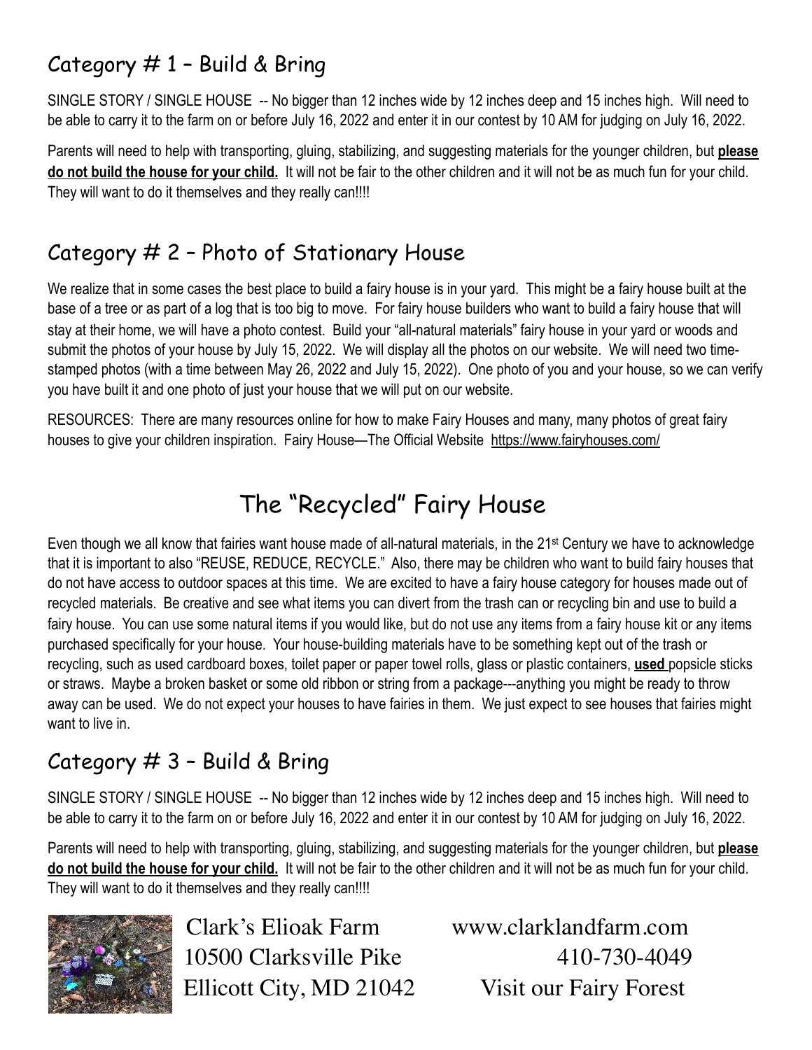## Category # 1 – Build & Bring

SINGLE STORY / SINGLE HOUSE -- No bigger than 12 inches wide by 12 inches deep and 15 inches high. Will need to be able to carry it to the farm on or before July 16, 2022 and enter it in our contest by 10 AM for judging on July 16, 2022.

Parents will need to help with transporting, gluing, stabilizing, and suggesting materials for the younger children, but **please do not build the house for your child.** It will not be fair to the other children and it will not be as much fun for your child. They will want to do it themselves and they really can!!!!

## Category # 2 – Photo of Stationary House

We realize that in some cases the best place to build a fairy house is in your yard. This might be a fairy house built at the base of a tree or as part of a log that is too big to move. For fairy house builders who want to build a fairy house that will stay at their home, we will have a photo contest. Build your "all-natural materials" fairy house in your yard or woods and submit the photos of your house by July 15, 2022. We will display all the photos on our website. We will need two time-stamped photos (with a time between May 26, 2022 and July 15, 2022). One photo of you and your house, so we can verify you have built it and one photo of just your house that we will put on our website.

RESOURCES: There are many resources online for how to make Fairy Houses and many, many photos of great fairy houses to give your children inspiration. Fairy House—The Official Website https://www.fairyhouses.com/

# The "Recycled" Fairy House

Even though we all know that fairies want house made of all-natural materials, in the 21st Century we have to acknowledge that it is important to also "REUSE, REDUCE, RECYCLE." Also, there may be children who want to build fairy houses that do not have access to outdoor spaces at this time. We are excited to have a fairy house category for houses made out of recycled materials. Be creative and see what items you can divert from the trash can or recycling bin and use to build a fairy house. You can use some natural items if you would like, but do not use any items from a fairy house kit or any items purchased specifically for your house. Your house-building materials have to be something kept out of the trash or recycling, such as used cardboard boxes, toilet paper or paper towel rolls, glass or plastic containers, **used** popsicle sticks or straws. Maybe a broken basket or some old ribbon or string from a package---anything you might be ready to throw away can be used. We do not expect your houses to have fairies in them. We just expect to see houses that fairies might want to live in.

## Category # 3 – Build & Bring

SINGLE STORY / SINGLE HOUSE -- No bigger than 12 inches wide by 12 inches deep and 15 inches high. Will need to be able to carry it to the farm on or before July 16, 2022 and enter it in our contest by 10 AM for judging on July 16, 2022.

Parents will need to help with transporting, gluing, stabilizing, and suggesting materials for the younger children, but **please do not build the house for your child.** It will not be fair to the other children and it will not be as much fun for your child. They will want to do it themselves and they really can!!!!

Clark's Elioak Farm
10500 Clarksville Pike
Ellicott City, MD 21042

www.clarklandfarm.com
410-730-4049
Visit our Fairy Forest